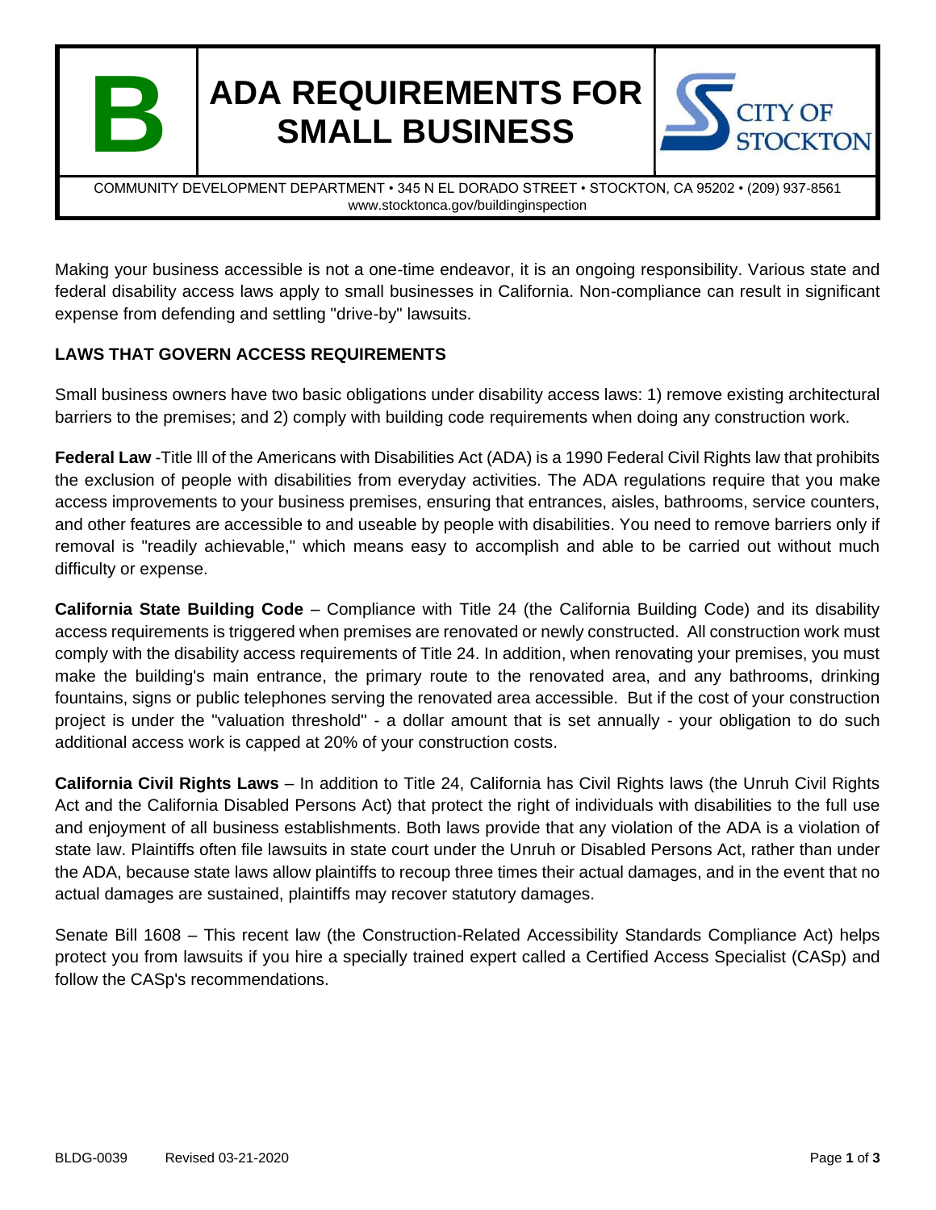# ADA REQUIREMENTS FOR SMALL BUSINESS

COMMUNITY DEVELOPMENT DEPARTMENT • 345 N EL DORADO STREET • STOCKTON, CA 95202 • (209) 937-8561
www.stocktonca.gov/buildinginspection

Making your business accessible is not a one-time endeavor, it is an ongoing responsibility. Various state and federal disability access laws apply to small businesses in California. Non-compliance can result in significant expense from defending and settling "drive-by" lawsuits.

## LAWS THAT GOVERN ACCESS REQUIREMENTS

Small business owners have two basic obligations under disability access laws: 1) remove existing architectural barriers to the premises; and 2) comply with building code requirements when doing any construction work.

**Federal Law** -Title lll of the Americans with Disabilities Act (ADA) is a 1990 Federal Civil Rights law that prohibits the exclusion of people with disabilities from everyday activities. The ADA regulations require that you make access improvements to your business premises, ensuring that entrances, aisles, bathrooms, service counters, and other features are accessible to and useable by people with disabilities. You need to remove barriers only if removal is "readily achievable," which means easy to accomplish and able to be carried out without much difficulty or expense.

**California State Building Code** – Compliance with Title 24 (the California Building Code) and its disability access requirements is triggered when premises are renovated or newly constructed. All construction work must comply with the disability access requirements of Title 24. In addition, when renovating your premises, you must make the building's main entrance, the primary route to the renovated area, and any bathrooms, drinking fountains, signs or public telephones serving the renovated area accessible. But if the cost of your construction project is under the "valuation threshold" - a dollar amount that is set annually - your obligation to do such additional access work is capped at 20% of your construction costs.

**California Civil Rights Laws** – In addition to Title 24, California has Civil Rights laws (the Unruh Civil Rights Act and the California Disabled Persons Act) that protect the right of individuals with disabilities to the full use and enjoyment of all business establishments. Both laws provide that any violation of the ADA is a violation of state law. Plaintiffs often file lawsuits in state court under the Unruh or Disabled Persons Act, rather than under the ADA, because state laws allow plaintiffs to recoup three times their actual damages, and in the event that no actual damages are sustained, plaintiffs may recover statutory damages.

Senate Bill 1608 – This recent law (the Construction-Related Accessibility Standards Compliance Act) helps protect you from lawsuits if you hire a specially trained expert called a Certified Access Specialist (CASp) and follow the CASp's recommendations.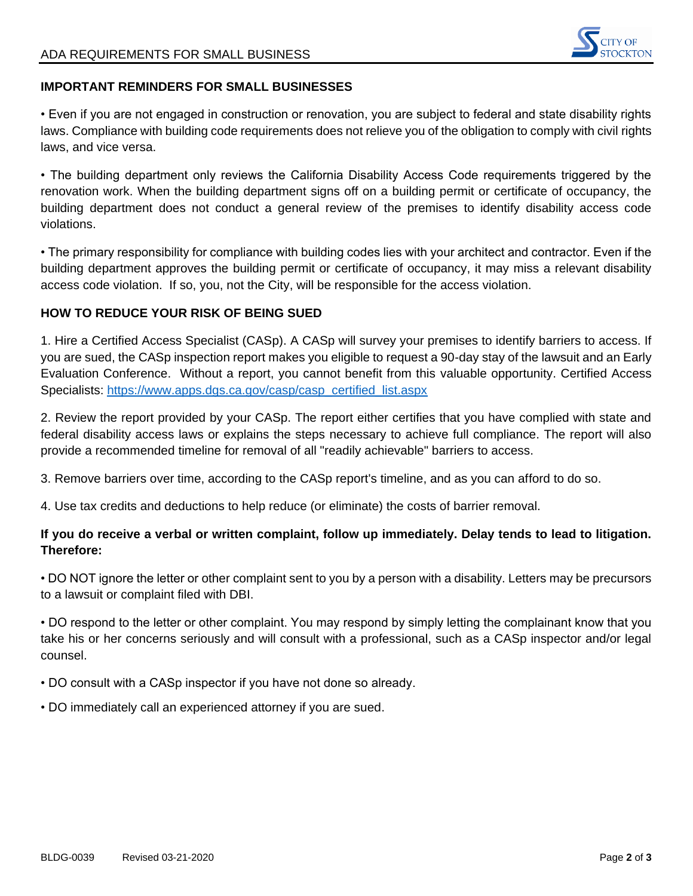## IMPORTANT REMINDERS FOR SMALL BUSINESSES

• Even if you are not engaged in construction or renovation, you are subject to federal and state disability rights laws. Compliance with building code requirements does not relieve you of the obligation to comply with civil rights laws, and vice versa.

• The building department only reviews the California Disability Access Code requirements triggered by the renovation work. When the building department signs off on a building permit or certificate of occupancy, the building department does not conduct a general review of the premises to identify disability access code violations.

• The primary responsibility for compliance with building codes lies with your architect and contractor. Even if the building department approves the building permit or certificate of occupancy, it may miss a relevant disability access code violation. If so, you, not the City, will be responsible for the access violation.

## HOW TO REDUCE YOUR RISK OF BEING SUED

1. Hire a Certified Access Specialist (CASp). A CASp will survey your premises to identify barriers to access. If you are sued, the CASp inspection report makes you eligible to request a 90-day stay of the lawsuit and an Early Evaluation Conference. Without a report, you cannot benefit from this valuable opportunity. Certified Access Specialists: [https://www.apps.dgs.ca.gov/casp/casp_certified_list.aspx](https://www.apps.dgs.ca.gov/casp/casp_certified_list.aspx)

2. Review the report provided by your CASp. The report either certifies that you have complied with state and federal disability access laws or explains the steps necessary to achieve full compliance. The report will also provide a recommended timeline for removal of all "readily achievable" barriers to access.

3. Remove barriers over time, according to the CASp report's timeline, and as you can afford to do so.

4. Use tax credits and deductions to help reduce (or eliminate) the costs of barrier removal.

**If you do receive a verbal or written complaint, follow up immediately. Delay tends to lead to litigation. Therefore:**

• DO NOT ignore the letter or other complaint sent to you by a person with a disability. Letters may be precursors to a lawsuit or complaint filed with DBI.

• DO respond to the letter or other complaint. You may respond by simply letting the complainant know that you take his or her concerns seriously and will consult with a professional, such as a CASp inspector and/or legal counsel.

• DO consult with a CASp inspector if you have not done so already.

• DO immediately call an experienced attorney if you are sued.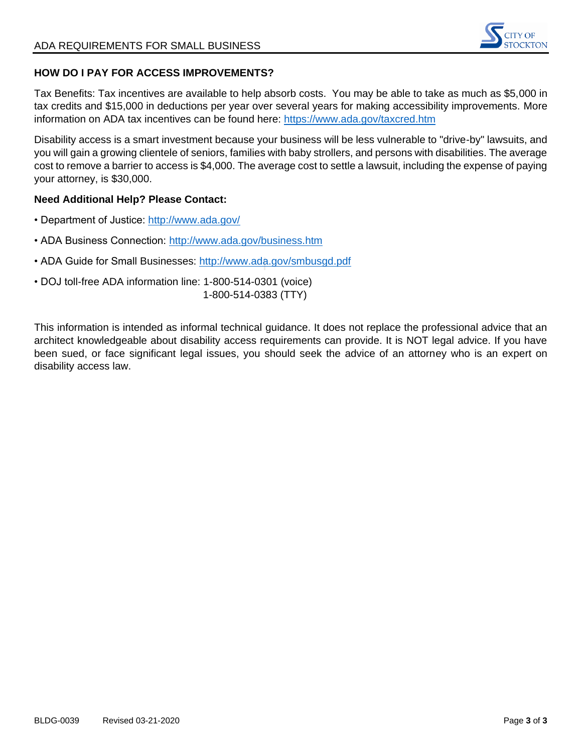## HOW DO I PAY FOR ACCESS IMPROVEMENTS?

Tax Benefits: Tax incentives are available to help absorb costs. You may be able to take as much as $5,000 in tax credits and $15,000 in deductions per year over several years for making accessibility improvements. More information on ADA tax incentives can be found here: https://www.ada.gov/taxcred.htm

Disability access is a smart investment because your business will be less vulnerable to "drive-by" lawsuits, and you will gain a growing clientele of seniors, families with baby strollers, and persons with disabilities. The average cost to remove a barrier to access is $4,000. The average cost to settle a lawsuit, including the expense of paying your attorney, is $30,000.

### Need Additional Help? Please Contact:

- Department of Justice: http://www.ada.gov/
- ADA Business Connection: http://www.ada.gov/business.htm
- ADA Guide for Small Businesses: http://www.ada.gov/smbusgd.pdf
- DOJ toll-free ADA information line: 1-800-514-0301 (voice)
  1-800-514-0383 (TTY)

This information is intended as informal technical guidance. It does not replace the professional advice that an architect knowledgeable about disability access requirements can provide. It is NOT legal advice. If you have been sued, or face significant legal issues, you should seek the advice of an attorney who is an expert on disability access law.